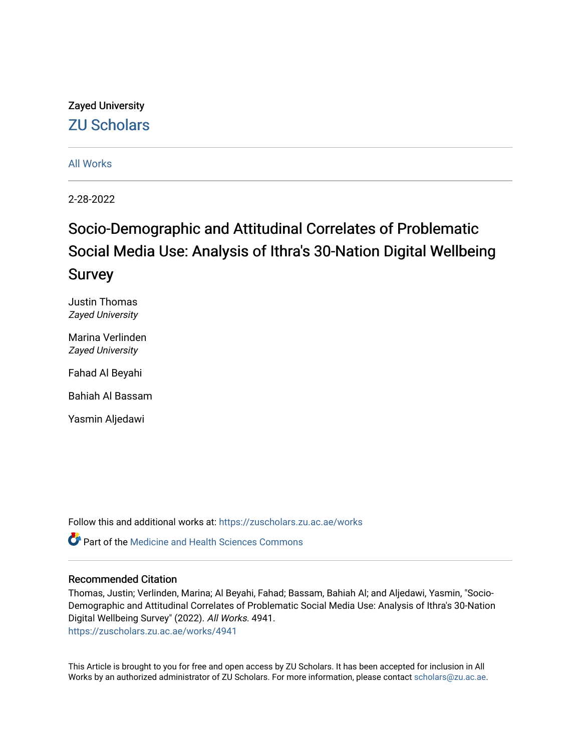Zayed University

## ZU Scholars

All Works

2-28-2022

# Socio-Demographic and Attitudinal Correlates of Problematic Social Media Use: Analysis of Ithra's 30-Nation Digital Wellbeing Survey

Justin Thomas
*Zayed University*

Marina Verlinden
*Zayed University*

Fahad Al Beyahi

Bahiah Al Bassam

Yasmin Aljedawi

Follow this and additional works at: https://zuscholars.zu.ac.ae/works

Part of the Medicine and Health Sciences Commons

### Recommended Citation

Thomas, Justin; Verlinden, Marina; Al Beyahi, Fahad; Bassam, Bahiah Al; and Aljedawi, Yasmin, "Socio-Demographic and Attitudinal Correlates of Problematic Social Media Use: Analysis of Ithra's 30-Nation Digital Wellbeing Survey" (2022). *All Works*. 4941.
https://zuscholars.zu.ac.ae/works/4941

This Article is brought to you for free and open access by ZU Scholars. It has been accepted for inclusion in All Works by an authorized administrator of ZU Scholars. For more information, please contact scholars@zu.ac.ae.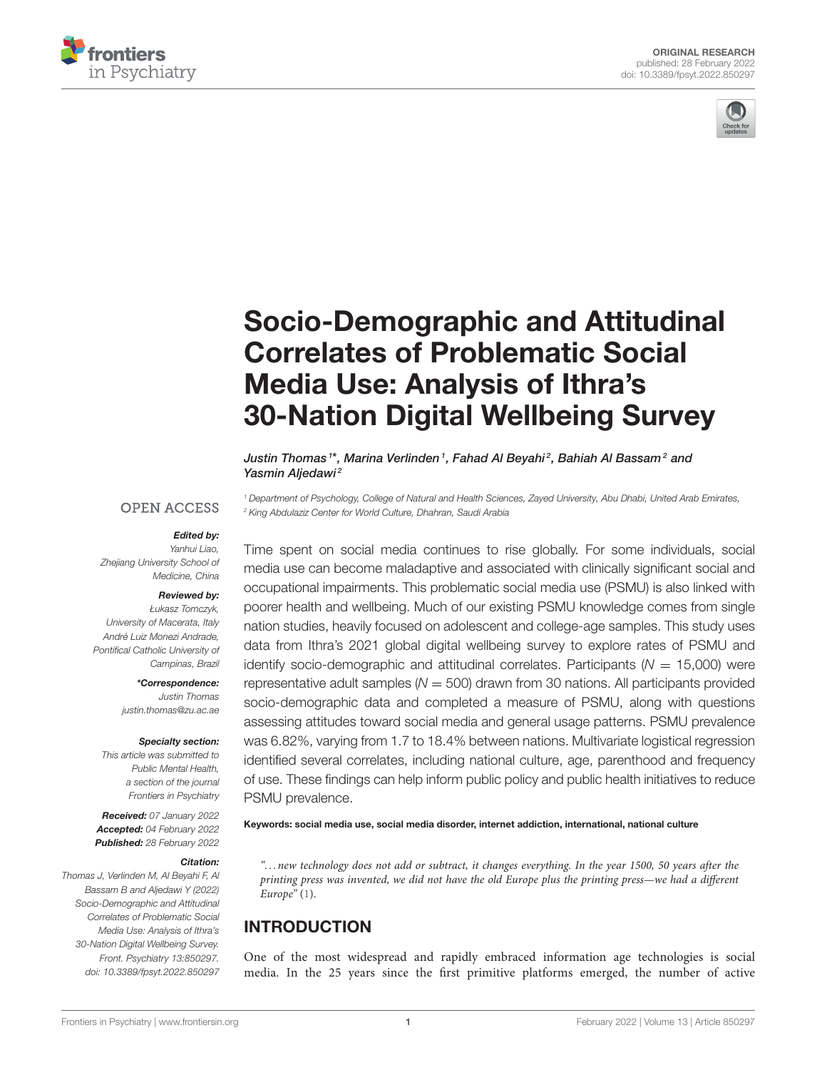# Socio-Demographic and Attitudinal Correlates of Problematic Social Media Use: Analysis of Ithra's 30-Nation Digital Wellbeing Survey

*Justin Thomas[1]\*, Marina Verlinden[1], Fahad Al Beyahi[2], Bahiah Al Bassam[2] and Yasmin Aljedawi[2]*

[1] Department of Psychology, College of Natural and Health Sciences, Zayed University, Abu Dhabi, United Arab Emirates, [2] King Abdulaziz Center for World Culture, Dhahran, Saudi Arabia

OPEN ACCESS

***Edited by:***
Yanhui Liao,
Zhejiang University School of Medicine, China

***Reviewed by:***
Łukasz Tomczyk,
University of Macerata, Italy
André Luiz Monezi Andrade,
Pontifical Catholic University of Campinas, Brazil

***\*Correspondence:***
Justin Thomas
justin.thomas@zu.ac.ae

***Specialty section:***
This article was submitted to Public Mental Health, a section of the journal Frontiers in Psychiatry

***Received:*** 07 January 2022
***Accepted:*** 04 February 2022
***Published:*** 28 February 2022

***Citation:***
Thomas J, Verlinden M, Al Beyahi F, Al Bassam B and Aljedawi Y (2022) Socio-Demographic and Attitudinal Correlates of Problematic Social Media Use: Analysis of Ithra's 30-Nation Digital Wellbeing Survey. Front. Psychiatry 13:850297. doi: 10.3389/fpsyt.2022.850297

Time spent on social media continues to rise globally. For some individuals, social media use can become maladaptive and associated with clinically significant social and occupational impairments. This problematic social media use (PSMU) is also linked with poorer health and wellbeing. Much of our existing PSMU knowledge comes from single nation studies, heavily focused on adolescent and college-age samples. This study uses data from Ithra's 2021 global digital wellbeing survey to explore rates of PSMU and identify socio-demographic and attitudinal correlates. Participants ($N = 15{,}000$) were representative adult samples ($N = 500$) drawn from 30 nations. All participants provided socio-demographic data and completed a measure of PSMU, along with questions assessing attitudes toward social media and general usage patterns. PSMU prevalence was 6.82%, varying from 1.7 to 18.4% between nations. Multivariate logistical regression identified several correlates, including national culture, age, parenthood and frequency of use. These findings can help inform public policy and public health initiatives to reduce PSMU prevalence.

**Keywords: social media use, social media disorder, internet addiction, international, national culture**

*"...new technology does not add or subtract, it changes everything. In the year 1500, 50 years after the printing press was invented, we did not have the old Europe plus the printing press—we had a different Europe"* (1).

## INTRODUCTION

One of the most widespread and rapidly embraced information age technologies is social media. In the 25 years since the first primitive platforms emerged, the number of active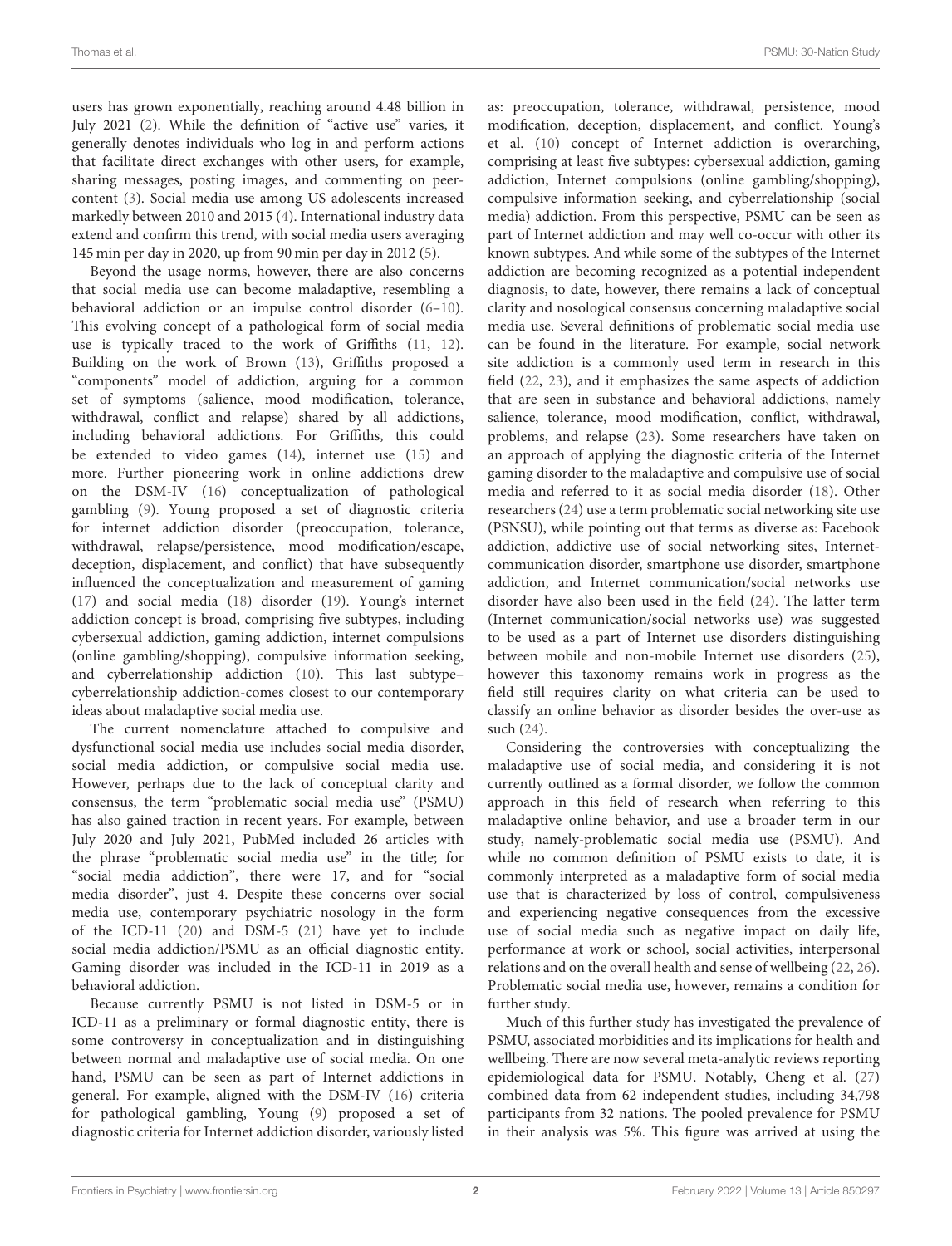users has grown exponentially, reaching around 4.48 billion in July 2021 (2). While the definition of "active use" varies, it generally denotes individuals who log in and perform actions that facilitate direct exchanges with other users, for example, sharing messages, posting images, and commenting on peer-content (3). Social media use among US adolescents increased markedly between 2010 and 2015 (4). International industry data extend and confirm this trend, with social media users averaging 145 min per day in 2020, up from 90 min per day in 2012 (5).

Beyond the usage norms, however, there are also concerns that social media use can become maladaptive, resembling a behavioral addiction or an impulse control disorder (6–10). This evolving concept of a pathological form of social media use is typically traced to the work of Griffiths (11, 12). Building on the work of Brown (13), Griffiths proposed a "components" model of addiction, arguing for a common set of symptoms (salience, mood modification, tolerance, withdrawal, conflict and relapse) shared by all addictions, including behavioral addictions. For Griffiths, this could be extended to video games (14), internet use (15) and more. Further pioneering work in online addictions drew on the DSM-IV (16) conceptualization of pathological gambling (9). Young proposed a set of diagnostic criteria for internet addiction disorder (preoccupation, tolerance, withdrawal, relapse/persistence, mood modification/escape, deception, displacement, and conflict) that have subsequently influenced the conceptualization and measurement of gaming (17) and social media (18) disorder (19). Young's internet addiction concept is broad, comprising five subtypes, including cybersexual addiction, gaming addiction, internet compulsions (online gambling/shopping), compulsive information seeking, and cyberrelationship addiction (10). This last subtype–cyberrelationship addiction-comes closest to our contemporary ideas about maladaptive social media use.

The current nomenclature attached to compulsive and dysfunctional social media use includes social media disorder, social media addiction, or compulsive social media use. However, perhaps due to the lack of conceptual clarity and consensus, the term "problematic social media use" (PSMU) has also gained traction in recent years. For example, between July 2020 and July 2021, PubMed included 26 articles with the phrase "problematic social media use" in the title; for "social media addiction", there were 17, and for "social media disorder", just 4. Despite these concerns over social media use, contemporary psychiatric nosology in the form of the ICD-11 (20) and DSM-5 (21) have yet to include social media addiction/PSMU as an official diagnostic entity. Gaming disorder was included in the ICD-11 in 2019 as a behavioral addiction.

Because currently PSMU is not listed in DSM-5 or in ICD-11 as a preliminary or formal diagnostic entity, there is some controversy in conceptualization and in distinguishing between normal and maladaptive use of social media. On one hand, PSMU can be seen as part of Internet addictions in general. For example, aligned with the DSM-IV (16) criteria for pathological gambling, Young (9) proposed a set of diagnostic criteria for Internet addiction disorder, variously listed as: preoccupation, tolerance, withdrawal, persistence, mood modification, deception, displacement, and conflict. Young's et al. (10) concept of Internet addiction is overarching, comprising at least five subtypes: cybersexual addiction, gaming addiction, Internet compulsions (online gambling/shopping), compulsive information seeking, and cyberrelationship (social media) addiction. From this perspective, PSMU can be seen as part of Internet addiction and may well co-occur with other its known subtypes. And while some of the subtypes of the Internet addiction are becoming recognized as a potential independent diagnosis, to date, however, there remains a lack of conceptual clarity and nosological consensus concerning maladaptive social media use. Several definitions of problematic social media use can be found in the literature. For example, social network site addiction is a commonly used term in research in this field (22, 23), and it emphasizes the same aspects of addiction that are seen in substance and behavioral addictions, namely salience, tolerance, mood modification, conflict, withdrawal, problems, and relapse (23). Some researchers have taken on an approach of applying the diagnostic criteria of the Internet gaming disorder to the maladaptive and compulsive use of social media and referred to it as social media disorder (18). Other researchers (24) use a term problematic social networking site use (PSNSU), while pointing out that terms as diverse as: Facebook addiction, addictive use of social networking sites, Internet-communication disorder, smartphone use disorder, smartphone addiction, and Internet communication/social networks use disorder have also been used in the field (24). The latter term (Internet communication/social networks use) was suggested to be used as a part of Internet use disorders distinguishing between mobile and non-mobile Internet use disorders (25), however this taxonomy remains work in progress as the field still requires clarity on what criteria can be used to classify an online behavior as disorder besides the over-use as such (24).

Considering the controversies with conceptualizing the maladaptive use of social media, and considering it is not currently outlined as a formal disorder, we follow the common approach in this field of research when referring to this maladaptive online behavior, and use a broader term in our study, namely-problematic social media use (PSMU). And while no common definition of PSMU exists to date, it is commonly interpreted as a maladaptive form of social media use that is characterized by loss of control, compulsiveness and experiencing negative consequences from the excessive use of social media such as negative impact on daily life, performance at work or school, social activities, interpersonal relations and on the overall health and sense of wellbeing (22, 26). Problematic social media use, however, remains a condition for further study.

Much of this further study has investigated the prevalence of PSMU, associated morbidities and its implications for health and wellbeing. There are now several meta-analytic reviews reporting epidemiological data for PSMU. Notably, Cheng et al. (27) combined data from 62 independent studies, including 34,798 participants from 32 nations. The pooled prevalence for PSMU in their analysis was 5%. This figure was arrived at using the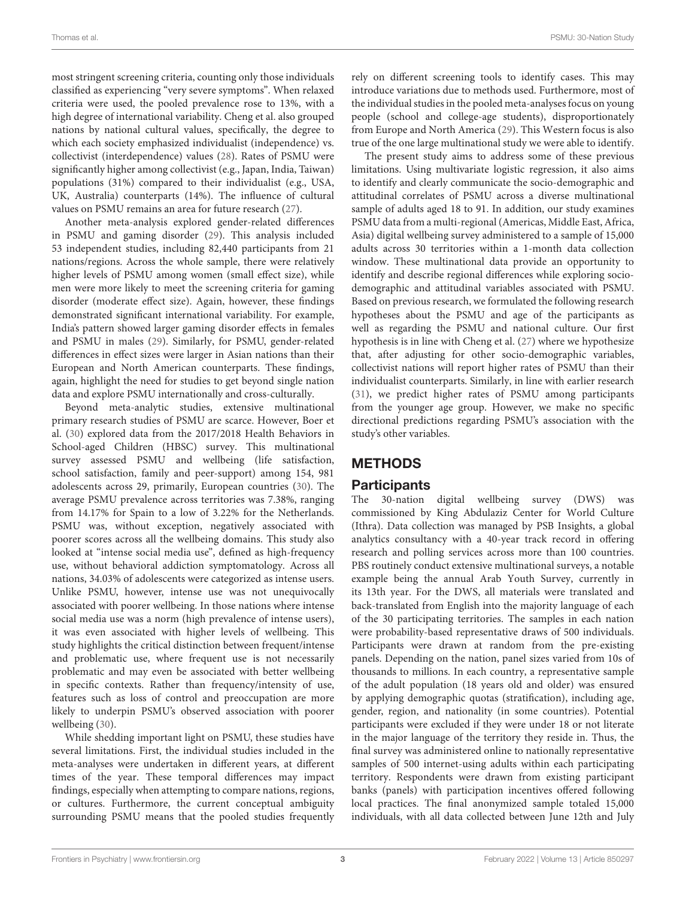most stringent screening criteria, counting only those individuals classified as experiencing "very severe symptoms". When relaxed criteria were used, the pooled prevalence rose to 13%, with a high degree of international variability. Cheng et al. also grouped nations by national cultural values, specifically, the degree to which each society emphasized individualist (independence) vs. collectivist (interdependence) values (28). Rates of PSMU were significantly higher among collectivist (e.g., Japan, India, Taiwan) populations (31%) compared to their individualist (e.g., USA, UK, Australia) counterparts (14%). The influence of cultural values on PSMU remains an area for future research (27).

Another meta-analysis explored gender-related differences in PSMU and gaming disorder (29). This analysis included 53 independent studies, including 82,440 participants from 21 nations/regions. Across the whole sample, there were relatively higher levels of PSMU among women (small effect size), while men were more likely to meet the screening criteria for gaming disorder (moderate effect size). Again, however, these findings demonstrated significant international variability. For example, India's pattern showed larger gaming disorder effects in females and PSMU in males (29). Similarly, for PSMU, gender-related differences in effect sizes were larger in Asian nations than their European and North American counterparts. These findings, again, highlight the need for studies to get beyond single nation data and explore PSMU internationally and cross-culturally.

Beyond meta-analytic studies, extensive multinational primary research studies of PSMU are scarce. However, Boer et al. (30) explored data from the 2017/2018 Health Behaviors in School-aged Children (HBSC) survey. This multinational survey assessed PSMU and wellbeing (life satisfaction, school satisfaction, family and peer-support) among 154, 981 adolescents across 29, primarily, European countries (30). The average PSMU prevalence across territories was 7.38%, ranging from 14.17% for Spain to a low of 3.22% for the Netherlands. PSMU was, without exception, negatively associated with poorer scores across all the wellbeing domains. This study also looked at "intense social media use", defined as high-frequency use, without behavioral addiction symptomatology. Across all nations, 34.03% of adolescents were categorized as intense users. Unlike PSMU, however, intense use was not unequivocally associated with poorer wellbeing. In those nations where intense social media use was a norm (high prevalence of intense users), it was even associated with higher levels of wellbeing. This study highlights the critical distinction between frequent/intense and problematic use, where frequent use is not necessarily problematic and may even be associated with better wellbeing in specific contexts. Rather than frequency/intensity of use, features such as loss of control and preoccupation are more likely to underpin PSMU's observed association with poorer wellbeing (30).

While shedding important light on PSMU, these studies have several limitations. First, the individual studies included in the meta-analyses were undertaken in different years, at different times of the year. These temporal differences may impact findings, especially when attempting to compare nations, regions, or cultures. Furthermore, the current conceptual ambiguity surrounding PSMU means that the pooled studies frequently rely on different screening tools to identify cases. This may introduce variations due to methods used. Furthermore, most of the individual studies in the pooled meta-analyses focus on young people (school and college-age students), disproportionately from Europe and North America (29). This Western focus is also true of the one large multinational study we were able to identify.

The present study aims to address some of these previous limitations. Using multivariate logistic regression, it also aims to identify and clearly communicate the socio-demographic and attitudinal correlates of PSMU across a diverse multinational sample of adults aged 18 to 91. In addition, our study examines PSMU data from a multi-regional (Americas, Middle East, Africa, Asia) digital wellbeing survey administered to a sample of 15,000 adults across 30 territories within a 1-month data collection window. These multinational data provide an opportunity to identify and describe regional differences while exploring socio-demographic and attitudinal variables associated with PSMU. Based on previous research, we formulated the following research hypotheses about the PSMU and age of the participants as well as regarding the PSMU and national culture. Our first hypothesis is in line with Cheng et al. (27) where we hypothesize that, after adjusting for other socio-demographic variables, collectivist nations will report higher rates of PSMU than their individualist counterparts. Similarly, in line with earlier research (31), we predict higher rates of PSMU among participants from the younger age group. However, we make no specific directional predictions regarding PSMU's association with the study's other variables.

## METHODS

### Participants

The 30-nation digital wellbeing survey (DWS) was commissioned by King Abdulaziz Center for World Culture (Ithra). Data collection was managed by PSB Insights, a global analytics consultancy with a 40-year track record in offering research and polling services across more than 100 countries. PBS routinely conduct extensive multinational surveys, a notable example being the annual Arab Youth Survey, currently in its 13th year. For the DWS, all materials were translated and back-translated from English into the majority language of each of the 30 participating territories. The samples in each nation were probability-based representative draws of 500 individuals. Participants were drawn at random from the pre-existing panels. Depending on the nation, panel sizes varied from 10s of thousands to millions. In each country, a representative sample of the adult population (18 years old and older) was ensured by applying demographic quotas (stratification), including age, gender, region, and nationality (in some countries). Potential participants were excluded if they were under 18 or not literate in the major language of the territory they reside in. Thus, the final survey was administered online to nationally representative samples of 500 internet-using adults within each participating territory. Respondents were drawn from existing participant banks (panels) with participation incentives offered following local practices. The final anonymized sample totaled 15,000 individuals, with all data collected between June 12th and July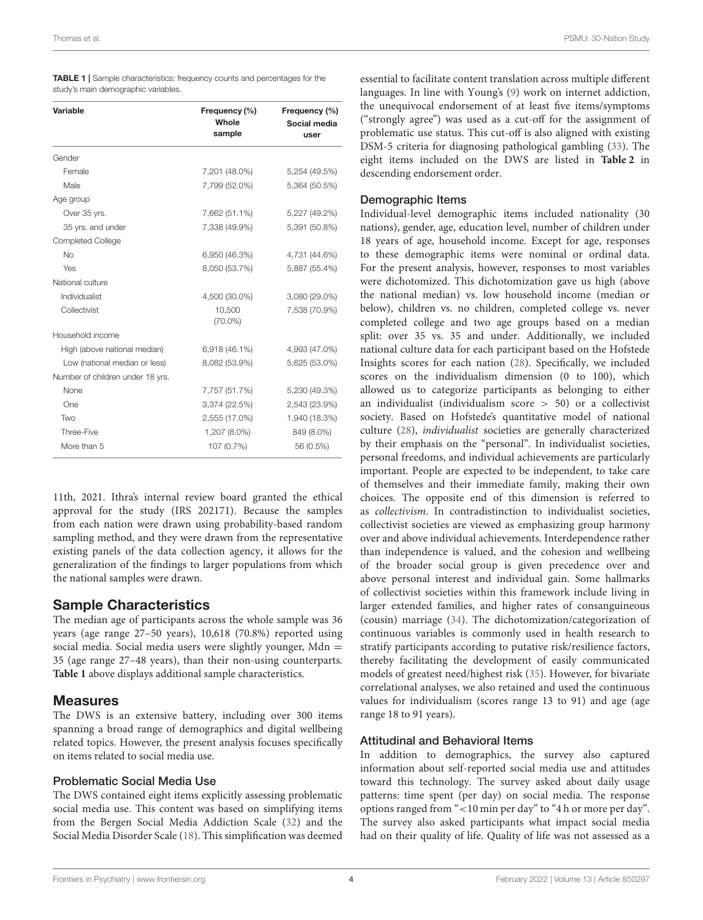**TABLE 1** | Sample characteristics: frequency counts and percentages for the study's main demographic variables.

| Variable | Frequency (%) Whole sample | Frequency (%) Social media user |
|---|---|---|
| Gender | | |
| Female | 7,201 (48.0%) | 5,254 (49.5%) |
| Male | 7,799 (52.0%) | 5,364 (50.5%) |
| Age group | | |
| Over 35 yrs. | 7,662 (51.1%) | 5,227 (49.2%) |
| 35 yrs. and under | 7,338 (49.9%) | 5,391 (50.8%) |
| Completed College | | |
| No | 6,950 (46.3%) | 4,731 (44.6%) |
| Yes | 8,050 (53.7%) | 5,887 (55.4%) |
| National culture | | |
| Individualist | 4,500 (30.0%) | 3,080 (29.0%) |
| Collectivist | 10,500 (70.0%) | 7,538 (70.9%) |
| Household income | | |
| High (above national median) | 6,918 (46.1%) | 4,993 (47.0%) |
| Low (national median or less) | 8,082 (53.9%) | 5,625 (53.0%) |
| Number of children under 18 yrs. | | |
| None | 7,757 (51.7%) | 5,230 (49.3%) |
| One | 3,374 (22.5%) | 2,543 (23.9%) |
| Two | 2,555 (17.0%) | 1,940 (18.3%) |
| Three-Five | 1,207 (8.0%) | 849 (8.0%) |
| More than 5 | 107 (0.7%) | 56 (0.5%) |

11th, 2021. Ithra's internal review board granted the ethical approval for the study (IRS 202171). Because the samples from each nation were drawn using probability-based random sampling method, and they were drawn from the representative existing panels of the data collection agency, it allows for the generalization of the findings to larger populations from which the national samples were drawn.

## Sample Characteristics

The median age of participants across the whole sample was 36 years (age range 27–50 years), 10,618 (70.8%) reported using social media. Social media users were slightly younger, Mdn = 35 (age range 27–48 years), than their non-using counterparts. **Table 1** above displays additional sample characteristics.

## Measures

The DWS is an extensive battery, including over 300 items spanning a broad range of demographics and digital wellbeing related topics. However, the present analysis focuses specifically on items related to social media use.

### Problematic Social Media Use

The DWS contained eight items explicitly assessing problematic social media use. This content was based on simplifying items from the Bergen Social Media Addiction Scale (32) and the Social Media Disorder Scale (18). This simplification was deemed essential to facilitate content translation across multiple different languages. In line with Young's (9) work on internet addiction, the unequivocal endorsement of at least five items/symptoms ("strongly agree") was used as a cut-off for the assignment of problematic use status. This cut-off is also aligned with existing DSM-5 criteria for diagnosing pathological gambling (33). The eight items included on the DWS are listed in **Table 2** in descending endorsement order.

### Demographic Items

Individual-level demographic items included nationality (30 nations), gender, age, education level, number of children under 18 years of age, household income. Except for age, responses to these demographic items were nominal or ordinal data. For the present analysis, however, responses to most variables were dichotomized. This dichotomization gave us high (above the national median) vs. low household income (median or below), children vs. no children, completed college vs. never completed college and two age groups based on a median split: over 35 vs. 35 and under. Additionally, we included national culture data for each participant based on the Hofstede Insights scores for each nation (28). Specifically, we included scores on the individualism dimension (0 to 100), which allowed us to categorize participants as belonging to either an individualist (individualism score > 50) or a collectivist society. Based on Hofstede's quantitative model of national culture (28), *individualist* societies are generally characterized by their emphasis on the "personal". In individualist societies, personal freedoms, and individual achievements are particularly important. People are expected to be independent, to take care of themselves and their immediate family, making their own choices. The opposite end of this dimension is referred to as *collectivism*. In contradistinction to individualist societies, collectivist societies are viewed as emphasizing group harmony over and above individual achievements. Interdependence rather than independence is valued, and the cohesion and wellbeing of the broader social group is given precedence over and above personal interest and individual gain. Some hallmarks of collectivist societies within this framework include living in larger extended families, and higher rates of consanguineous (cousin) marriage (34). The dichotomization/categorization of continuous variables is commonly used in health research to stratify participants according to putative risk/resilience factors, thereby facilitating the development of easily communicated models of greatest need/highest risk (35). However, for bivariate correlational analyses, we also retained and used the continuous values for individualism (scores range 13 to 91) and age (age range 18 to 91 years).

### Attitudinal and Behavioral Items

In addition to demographics, the survey also captured information about self-reported social media use and attitudes toward this technology. The survey asked about daily usage patterns: time spent (per day) on social media. The response options ranged from "<10 min per day" to "4 h or more per day". The survey also asked participants what impact social media had on their quality of life. Quality of life was not assessed as a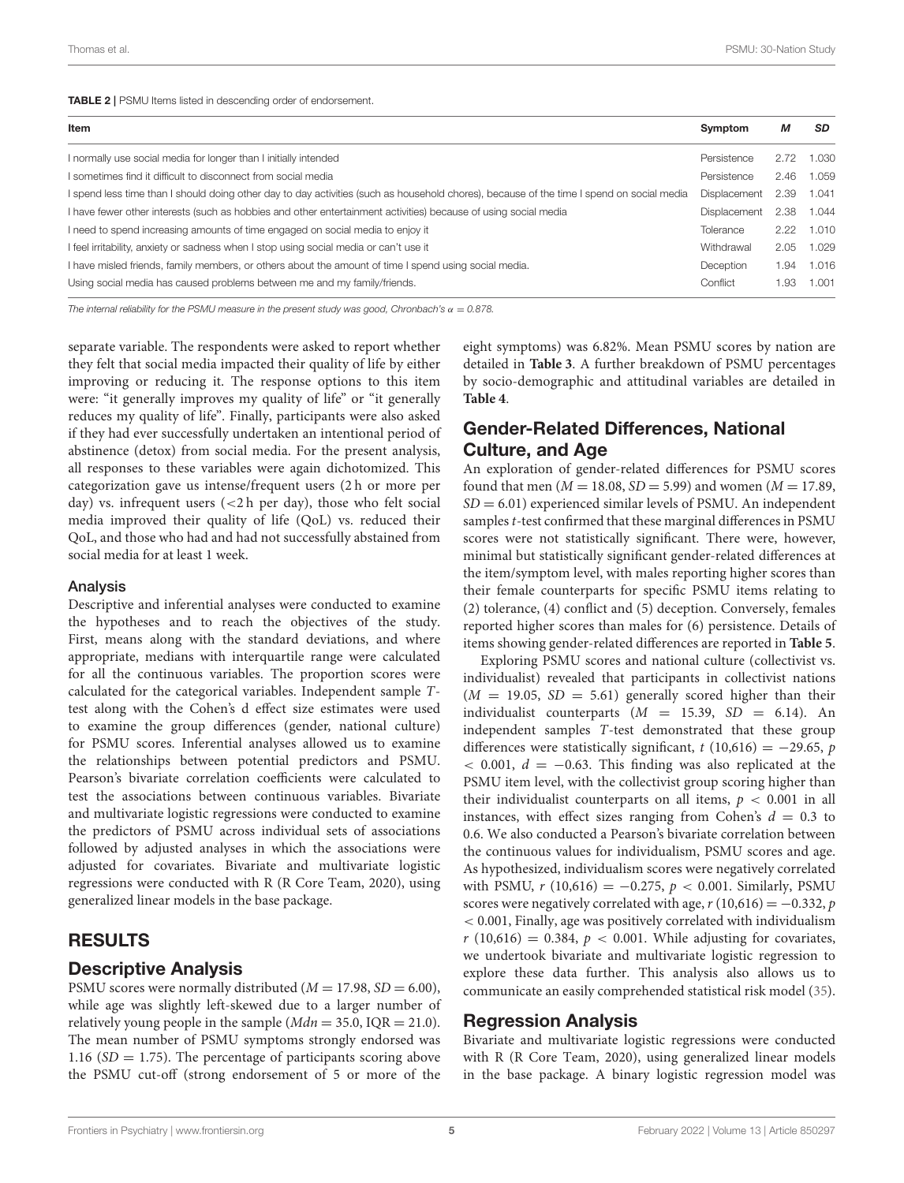**TABLE 2** | PSMU Items listed in descending order of endorsement.

| Item | Symptom | *M* | *SD* |
|---|---|---|---|
| I normally use social media for longer than I initially intended | Persistence | 2.72 | 1.030 |
| I sometimes find it difficult to disconnect from social media | Persistence | 2.46 | 1.059 |
| I spend less time than I should doing other day to day activities (such as household chores), because of the time I spend on social media | Displacement | 2.39 | 1.041 |
| I have fewer other interests (such as hobbies and other entertainment activities) because of using social media | Displacement | 2.38 | 1.044 |
| I need to spend increasing amounts of time engaged on social media to enjoy it | Tolerance | 2.22 | 1.010 |
| I feel irritability, anxiety or sadness when I stop using social media or can't use it | Withdrawal | 2.05 | 1.029 |
| I have misled friends, family members, or others about the amount of time I spend using social media. | Deception | 1.94 | 1.016 |
| Using social media has caused problems between me and my family/friends. | Conflict | 1.93 | 1.001 |

*The internal reliability for the PSMU measure in the present study was good, Chronbach's $\alpha = 0.878$.*

separate variable. The respondents were asked to report whether they felt that social media impacted their quality of life by either improving or reducing it. The response options to this item were: "it generally improves my quality of life" or "it generally reduces my quality of life". Finally, participants were also asked if they had ever successfully undertaken an intentional period of abstinence (detox) from social media. For the present analysis, all responses to these variables were again dichotomized. This categorization gave us intense/frequent users (2 h or more per day) vs. infrequent users (<2 h per day), those who felt social media improved their quality of life (QoL) vs. reduced their QoL, and those who had and had not successfully abstained from social media for at least 1 week.

### Analysis

Descriptive and inferential analyses were conducted to examine the hypotheses and to reach the objectives of the study. First, means along with the standard deviations, and where appropriate, medians with interquartile range were calculated for all the continuous variables. The proportion scores were calculated for the categorical variables. Independent sample *T*-test along with the Cohen's d effect size estimates were used to examine the group differences (gender, national culture) for PSMU scores. Inferential analyses allowed us to examine the relationships between potential predictors and PSMU. Pearson's bivariate correlation coefficients were calculated to test the associations between continuous variables. Bivariate and multivariate logistic regressions were conducted to examine the predictors of PSMU across individual sets of associations followed by adjusted analyses in which the associations were adjusted for covariates. Bivariate and multivariate logistic regressions were conducted with R (R Core Team, 2020), using generalized linear models in the base package.

## RESULTS

### Descriptive Analysis

PSMU scores were normally distributed ($M = 17.98$, $SD = 6.00$), while age was slightly left-skewed due to a larger number of relatively young people in the sample ($Mdn = 35.0$, $IQR = 21.0$). The mean number of PSMU symptoms strongly endorsed was 1.16 ($SD = 1.75$). The percentage of participants scoring above the PSMU cut-off (strong endorsement of 5 or more of the eight symptoms) was 6.82%. Mean PSMU scores by nation are detailed in **Table 3**. A further breakdown of PSMU percentages by socio-demographic and attitudinal variables are detailed in **Table 4**.

### Gender-Related Differences, National Culture, and Age

An exploration of gender-related differences for PSMU scores found that men ($M = 18.08$, $SD = 5.99$) and women ($M = 17.89$, $SD = 6.01$) experienced similar levels of PSMU. An independent samples *t*-test confirmed that these marginal differences in PSMU scores were not statistically significant. There were, however, minimal but statistically significant gender-related differences at the item/symptom level, with males reporting higher scores than their female counterparts for specific PSMU items relating to (2) tolerance, (4) conflict and (5) deception. Conversely, females reported higher scores than males for (6) persistence. Details of items showing gender-related differences are reported in **Table 5**.

Exploring PSMU scores and national culture (collectivist vs. individualist) revealed that participants in collectivist nations ($M = 19.05$, $SD = 5.61$) generally scored higher than their individualist counterparts ($M = 15.39$, $SD = 6.14$). An independent samples *T*-test demonstrated that these group differences were statistically significant, $t\ (10{,}616) = -29.65$, $p < 0.001$, $d = -0.63$. This finding was also replicated at the PSMU item level, with the collectivist group scoring higher than their individualist counterparts on all items, $p < 0.001$ in all instances, with effect sizes ranging from Cohen's $d = 0.3$ to 0.6. We also conducted a Pearson's bivariate correlation between the continuous values for individualism, PSMU scores and age. As hypothesized, individualism scores were negatively correlated with PSMU, $r\ (10{,}616) = -0.275$, $p < 0.001$. Similarly, PSMU scores were negatively correlated with age, $r\ (10{,}616) = -0.332$, $p < 0.001$, Finally, age was positively correlated with individualism $r\ (10{,}616) = 0.384$, $p < 0.001$. While adjusting for covariates, we undertook bivariate and multivariate logistic regression to explore these data further. This analysis also allows us to communicate an easily comprehended statistical risk model (35).

### Regression Analysis

Bivariate and multivariate logistic regressions were conducted with R (R Core Team, 2020), using generalized linear models in the base package. A binary logistic regression model was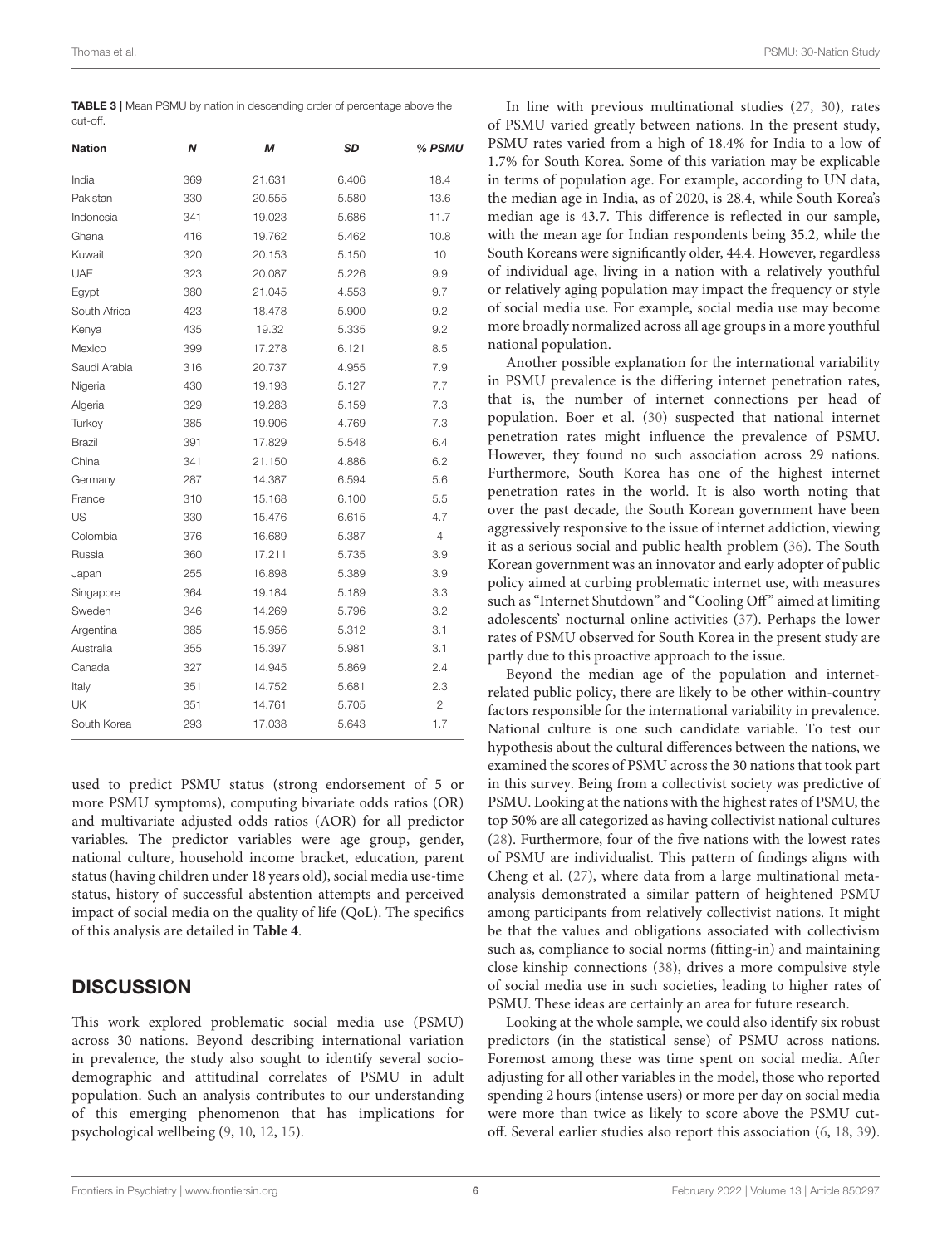**TABLE 3 |** Mean PSMU by nation in descending order of percentage above the cut-off.

| Nation | N | M | SD | % PSMU |
|---|---|---|---|---|
| India | 369 | 21.631 | 6.406 | 18.4 |
| Pakistan | 330 | 20.555 | 5.580 | 13.6 |
| Indonesia | 341 | 19.023 | 5.686 | 11.7 |
| Ghana | 416 | 19.762 | 5.462 | 10.8 |
| Kuwait | 320 | 20.153 | 5.150 | 10 |
| UAE | 323 | 20.087 | 5.226 | 9.9 |
| Egypt | 380 | 21.045 | 4.553 | 9.7 |
| South Africa | 423 | 18.478 | 5.900 | 9.2 |
| Kenya | 435 | 19.32 | 5.335 | 9.2 |
| Mexico | 399 | 17.278 | 6.121 | 8.5 |
| Saudi Arabia | 316 | 20.737 | 4.955 | 7.9 |
| Nigeria | 430 | 19.193 | 5.127 | 7.7 |
| Algeria | 329 | 19.283 | 5.159 | 7.3 |
| Turkey | 385 | 19.906 | 4.769 | 7.3 |
| Brazil | 391 | 17.829 | 5.548 | 6.4 |
| China | 341 | 21.150 | 4.886 | 6.2 |
| Germany | 287 | 14.387 | 6.594 | 5.6 |
| France | 310 | 15.168 | 6.100 | 5.5 |
| US | 330 | 15.476 | 6.615 | 4.7 |
| Colombia | 376 | 16.689 | 5.387 | 4 |
| Russia | 360 | 17.211 | 5.735 | 3.9 |
| Japan | 255 | 16.898 | 5.389 | 3.9 |
| Singapore | 364 | 19.184 | 5.189 | 3.3 |
| Sweden | 346 | 14.269 | 5.796 | 3.2 |
| Argentina | 385 | 15.956 | 5.312 | 3.1 |
| Australia | 355 | 15.397 | 5.981 | 3.1 |
| Canada | 327 | 14.945 | 5.869 | 2.4 |
| Italy | 351 | 14.752 | 5.681 | 2.3 |
| UK | 351 | 14.761 | 5.705 | 2 |
| South Korea | 293 | 17.038 | 5.643 | 1.7 |

used to predict PSMU status (strong endorsement of 5 or more PSMU symptoms), computing bivariate odds ratios (OR) and multivariate adjusted odds ratios (AOR) for all predictor variables. The predictor variables were age group, gender, national culture, household income bracket, education, parent status (having children under 18 years old), social media use-time status, history of successful abstention attempts and perceived impact of social media on the quality of life (QoL). The specifics of this analysis are detailed in **Table 4**.

## DISCUSSION

This work explored problematic social media use (PSMU) across 30 nations. Beyond describing international variation in prevalence, the study also sought to identify several socio-demographic and attitudinal correlates of PSMU in adult population. Such an analysis contributes to our understanding of this emerging phenomenon that has implications for psychological wellbeing (9, 10, 12, 15).

In line with previous multinational studies (27, 30), rates of PSMU varied greatly between nations. In the present study, PSMU rates varied from a high of 18.4% for India to a low of 1.7% for South Korea. Some of this variation may be explicable in terms of population age. For example, according to UN data, the median age in India, as of 2020, is 28.4, while South Korea's median age is 43.7. This difference is reflected in our sample, with the mean age for Indian respondents being 35.2, while the South Koreans were significantly older, 44.4. However, regardless of individual age, living in a nation with a relatively youthful or relatively aging population may impact the frequency or style of social media use. For example, social media use may become more broadly normalized across all age groups in a more youthful national population.

Another possible explanation for the international variability in PSMU prevalence is the differing internet penetration rates, that is, the number of internet connections per head of population. Boer et al. (30) suspected that national internet penetration rates might influence the prevalence of PSMU. However, they found no such association across 29 nations. Furthermore, South Korea has one of the highest internet penetration rates in the world. It is also worth noting that over the past decade, the South Korean government have been aggressively responsive to the issue of internet addiction, viewing it as a serious social and public health problem (36). The South Korean government was an innovator and early adopter of public policy aimed at curbing problematic internet use, with measures such as "Internet Shutdown" and "Cooling Off" aimed at limiting adolescents' nocturnal online activities (37). Perhaps the lower rates of PSMU observed for South Korea in the present study are partly due to this proactive approach to the issue.

Beyond the median age of the population and internet-related public policy, there are likely to be other within-country factors responsible for the international variability in prevalence. National culture is one such candidate variable. To test our hypothesis about the cultural differences between the nations, we examined the scores of PSMU across the 30 nations that took part in this survey. Being from a collectivist society was predictive of PSMU. Looking at the nations with the highest rates of PSMU, the top 50% are all categorized as having collectivist national cultures (28). Furthermore, four of the five nations with the lowest rates of PSMU are individualist. This pattern of findings aligns with Cheng et al. (27), where data from a large multinational meta-analysis demonstrated a similar pattern of heightened PSMU among participants from relatively collectivist nations. It might be that the values and obligations associated with collectivism such as, compliance to social norms (fitting-in) and maintaining close kinship connections (38), drives a more compulsive style of social media use in such societies, leading to higher rates of PSMU. These ideas are certainly an area for future research.

Looking at the whole sample, we could also identify six robust predictors (in the statistical sense) of PSMU across nations. Foremost among these was time spent on social media. After adjusting for all other variables in the model, those who reported spending 2 hours (intense users) or more per day on social media were more than twice as likely to score above the PSMU cut-off. Several earlier studies also report this association (6, 18, 39).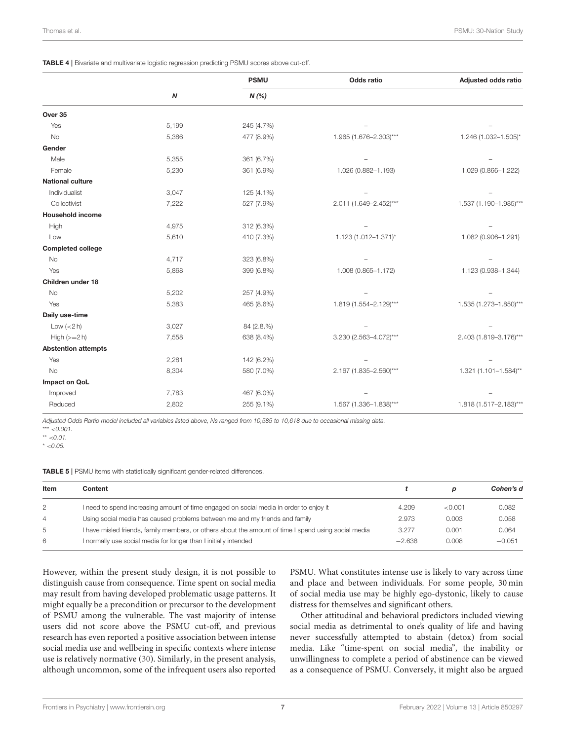**TABLE 4 |** Bivariate and multivariate logistic regression predicting PSMU scores above cut-off.

| | N | PSMU N (%) | Odds ratio | Adjusted odds ratio |
|---|---|---|---|---|
| **Over 35** | | | | |
| Yes | 5,199 | 245 (4.7%) | – | – |
| No | 5,386 | 477 (8.9%) | 1.965 (1.676–2.303)*** | 1.246 (1.032–1.505)* |
| **Gender** | | | | |
| Male | 5,355 | 361 (6.7%) | – | – |
| Female | 5,230 | 361 (6.9%) | 1.026 (0.882–1.193) | 1.029 (0.866–1.222) |
| **National culture** | | | | |
| Individualist | 3,047 | 125 (4.1%) | – | – |
| Collectivist | 7,222 | 527 (7.9%) | 2.011 (1.649–2.452)*** | 1.537 (1.190–1.985)*** |
| **Household income** | | | | |
| High | 4,975 | 312 (6.3%) | – | – |
| Low | 5,610 | 410 (7.3%) | 1.123 (1.012–1.371)* | 1.082 (0.906–1.291) |
| **Completed college** | | | | |
| No | 4,717 | 323 (6.8%) | – | – |
| Yes | 5,868 | 399 (6.8%) | 1.008 (0.865–1.172) | 1.123 (0.938–1.344) |
| **Children under 18** | | | | |
| No | 5,202 | 257 (4.9%) | – | – |
| Yes | 5,383 | 465 (8.6%) | 1.819 (1.554–2.129)*** | 1.535 (1.273–1.850)*** |
| **Daily use-time** | | | | |
| Low (<2 h) | 3,027 | 84 (2.8.%) | – | – |
| High (>=2 h) | 7,558 | 638 (8.4%) | 3.230 (2.563–4.072)*** | 2.403 (1.819–3.176)*** |
| **Abstention attempts** | | | | |
| Yes | 2,281 | 142 (6.2%) | – | – |
| No | 8,304 | 580 (7.0%) | 2.167 (1.835–2.560)*** | 1.321 (1.101–1.584)** |
| **Impact on QoL** | | | | |
| Improved | 7,783 | 467 (6.0%) | – | – |
| Reduced | 2,802 | 255 (9.1%) | 1.567 (1.336–1.838)*** | 1.818 (1.517–2.183)*** |

*Adjusted Odds Rartio model included all variables listed above, Ns ranged from 10,585 to 10,618 due to occasional missing data.*
*\*\*\* <0.001.*
*\*\* <0.01.*
*\* <0.05.*

**TABLE 5 |** PSMU items with statistically significant gender-related differences.

| Item | Content | t | p | Cohen's d |
|---|---|---|---|---|
| 2 | I need to spend increasing amount of time engaged on social media in order to enjoy it | 4.209 | <0.001 | 0.082 |
| 4 | Using social media has caused problems between me and my friends and family | 2.973 | 0.003 | 0.058 |
| 5 | I have misled friends, family members, or others about the amount of time I spend using social media | 3.277 | 0.001 | 0.064 |
| 6 | I normally use social media for longer than I initially intended | −2.638 | 0.008 | −0.051 |

However, within the present study design, it is not possible to distinguish cause from consequence. Time spent on social media may result from having developed problematic usage patterns. It might equally be a precondition or precursor to the development of PSMU among the vulnerable. The vast majority of intense users did not score above the PSMU cut-off, and previous research has even reported a positive association between intense social media use and wellbeing in specific contexts where intense use is relatively normative (30). Similarly, in the present analysis, although uncommon, some of the infrequent users also reported PSMU. What constitutes intense use is likely to vary across time and place and between individuals. For some people, 30 min of social media use may be highly ego-dystonic, likely to cause distress for themselves and significant others.

Other attitudinal and behavioral predictors included viewing social media as detrimental to one's quality of life and having never successfully attempted to abstain (detox) from social media. Like "time-spent on social media", the inability or unwillingness to complete a period of abstinence can be viewed as a consequence of PSMU. Conversely, it might also be argued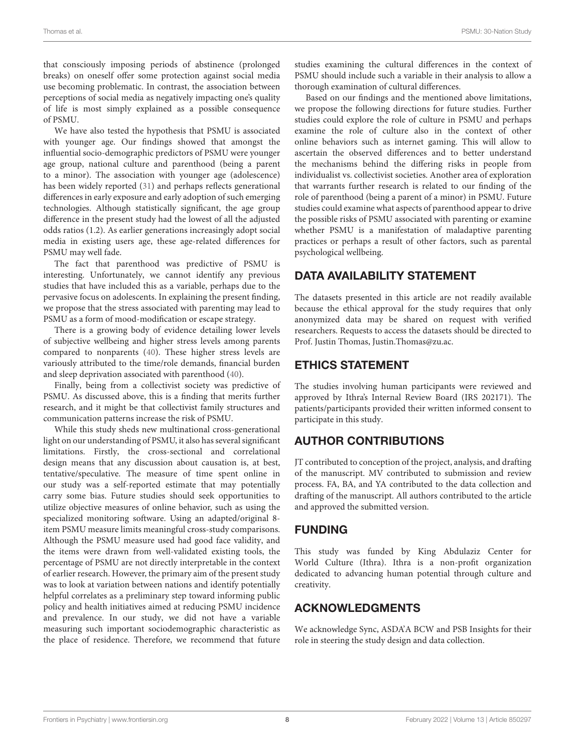that consciously imposing periods of abstinence (prolonged breaks) on oneself offer some protection against social media use becoming problematic. In contrast, the association between perceptions of social media as negatively impacting one's quality of life is most simply explained as a possible consequence of PSMU.

We have also tested the hypothesis that PSMU is associated with younger age. Our findings showed that amongst the influential socio-demographic predictors of PSMU were younger age group, national culture and parenthood (being a parent to a minor). The association with younger age (adolescence) has been widely reported (31) and perhaps reflects generational differences in early exposure and early adoption of such emerging technologies. Although statistically significant, the age group difference in the present study had the lowest of all the adjusted odds ratios (1.2). As earlier generations increasingly adopt social media in existing users age, these age-related differences for PSMU may well fade.

The fact that parenthood was predictive of PSMU is interesting. Unfortunately, we cannot identify any previous studies that have included this as a variable, perhaps due to the pervasive focus on adolescents. In explaining the present finding, we propose that the stress associated with parenting may lead to PSMU as a form of mood-modification or escape strategy.

There is a growing body of evidence detailing lower levels of subjective wellbeing and higher stress levels among parents compared to nonparents (40). These higher stress levels are variously attributed to the time/role demands, financial burden and sleep deprivation associated with parenthood (40).

Finally, being from a collectivist society was predictive of PSMU. As discussed above, this is a finding that merits further research, and it might be that collectivist family structures and communication patterns increase the risk of PSMU.

While this study sheds new multinational cross-generational light on our understanding of PSMU, it also has several significant limitations. Firstly, the cross-sectional and correlational design means that any discussion about causation is, at best, tentative/speculative. The measure of time spent online in our study was a self-reported estimate that may potentially carry some bias. Future studies should seek opportunities to utilize objective measures of online behavior, such as using the specialized monitoring software. Using an adapted/original 8-item PSMU measure limits meaningful cross-study comparisons. Although the PSMU measure used had good face validity, and the items were drawn from well-validated existing tools, the percentage of PSMU are not directly interpretable in the context of earlier research. However, the primary aim of the present study was to look at variation between nations and identify potentially helpful correlates as a preliminary step toward informing public policy and health initiatives aimed at reducing PSMU incidence and prevalence. In our study, we did not have a variable measuring such important sociodemographic characteristic as the place of residence. Therefore, we recommend that future studies examining the cultural differences in the context of PSMU should include such a variable in their analysis to allow a thorough examination of cultural differences.

Based on our findings and the mentioned above limitations, we propose the following directions for future studies. Further studies could explore the role of culture in PSMU and perhaps examine the role of culture also in the context of other online behaviors such as internet gaming. This will allow to ascertain the observed differences and to better understand the mechanisms behind the differing risks in people from individualist vs. collectivist societies. Another area of exploration that warrants further research is related to our finding of the role of parenthood (being a parent of a minor) in PSMU. Future studies could examine what aspects of parenthood appear to drive the possible risks of PSMU associated with parenting or examine whether PSMU is a manifestation of maladaptive parenting practices or perhaps a result of other factors, such as parental psychological wellbeing.

## DATA AVAILABILITY STATEMENT

The datasets presented in this article are not readily available because the ethical approval for the study requires that only anonymized data may be shared on request with verified researchers. Requests to access the datasets should be directed to Prof. Justin Thomas, Justin.Thomas@zu.ac.

## ETHICS STATEMENT

The studies involving human participants were reviewed and approved by Ithra's Internal Review Board (IRS 202171). The patients/participants provided their written informed consent to participate in this study.

## AUTHOR CONTRIBUTIONS

JT contributed to conception of the project, analysis, and drafting of the manuscript. MV contributed to submission and review process. FA, BA, and YA contributed to the data collection and drafting of the manuscript. All authors contributed to the article and approved the submitted version.

## FUNDING

This study was funded by King Abdulaziz Center for World Culture (Ithra). Ithra is a non-profit organization dedicated to advancing human potential through culture and creativity.

## ACKNOWLEDGMENTS

We acknowledge Sync, ASDA'A BCW and PSB Insights for their role in steering the study design and data collection.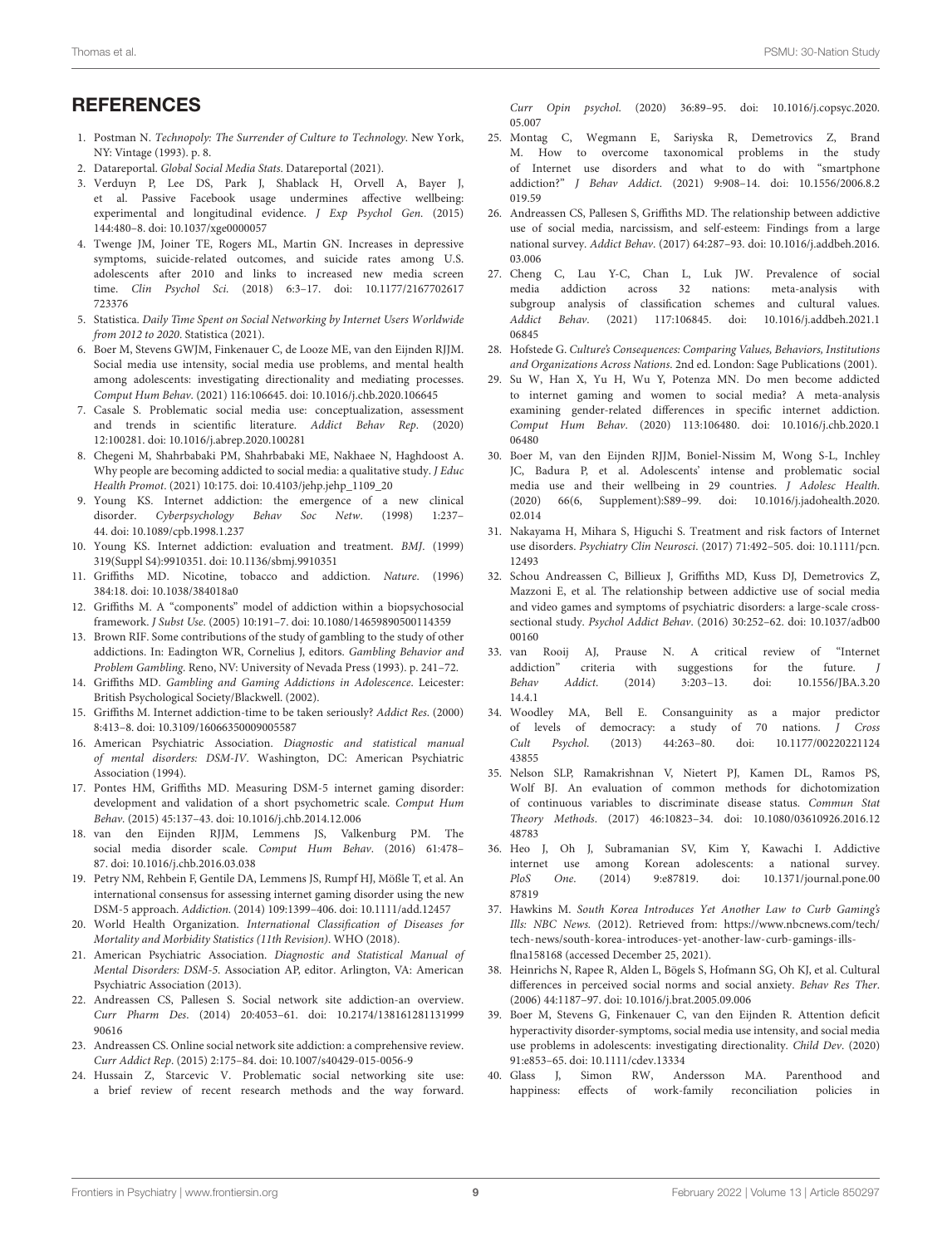## REFERENCES

1. Postman N. *Technopoly: The Surrender of Culture to Technology*. New York, NY: Vintage (1993). p. 8.
2. Datareportal. *Global Social Media Stats*. Datareportal (2021).
3. Verduyn P, Lee DS, Park J, Shablack H, Orvell A, Bayer J, et al. Passive Facebook usage undermines affective wellbeing: experimental and longitudinal evidence. *J Exp Psychol Gen*. (2015) 144:480–8. doi: 10.1037/xge0000057
4. Twenge JM, Joiner TE, Rogers ML, Martin GN. Increases in depressive symptoms, suicide-related outcomes, and suicide rates among U.S. adolescents after 2010 and links to increased new media screen time. *Clin Psychol Sci*. (2018) 6:3–17. doi: 10.1177/2167702617723376
5. Statistica. *Daily Time Spent on Social Networking by Internet Users Worldwide from 2012 to 2020*. Statistica (2021).
6. Boer M, Stevens GWJM, Finkenauer C, de Looze ME, van den Eijnden RJJM. Social media use intensity, social media use problems, and mental health among adolescents: investigating directionality and mediating processes. *Comput Hum Behav*. (2021) 116:106645. doi: 10.1016/j.chb.2020.106645
7. Casale S. Problematic social media use: conceptualization, assessment and trends in scientific literature. *Addict Behav Rep*. (2020) 12:100281. doi: 10.1016/j.abrep.2020.100281
8. Chegeni M, Shahrbabaki PM, Shahrbabaki ME, Nakhaee N, Haghdoost A. Why people are becoming addicted to social media: a qualitative study. *J Educ Health Promot*. (2021) 10:175. doi: 10.4103/jehp.jehp_1109_20
9. Young KS. Internet addiction: the emergence of a new clinical disorder. *Cyberpsychology Behav Soc Netw*. (1998) 1:237–44. doi: 10.1089/cpb.1998.1.237
10. Young KS. Internet addiction: evaluation and treatment. *BMJ*. (1999) 319(Suppl S4):9910351. doi: 10.1136/sbmj.9910351
11. Griffiths MD. Nicotine, tobacco and addiction. *Nature*. (1996) 384:18. doi: 10.1038/384018a0
12. Griffiths M. A "components" model of addiction within a biopsychosocial framework. *J Subst Use*. (2005) 10:191–7. doi: 10.1080/14659890500114359
13. Brown RIF. Some contributions of the study of gambling to the study of other addictions. In: Eadington WR, Cornelius J, editors. *Gambling Behavior and Problem Gambling*. Reno, NV: University of Nevada Press (1993). p. 241–72.
14. Griffiths MD. *Gambling and Gaming Addictions in Adolescence*. Leicester: British Psychological Society/Blackwell. (2002).
15. Griffiths M. Internet addiction-time to be taken seriously? *Addict Res*. (2000) 8:413–8. doi: 10.3109/16066350009005587
16. American Psychiatric Association. *Diagnostic and statistical manual of mental disorders: DSM-IV*. Washington, DC: American Psychiatric Association (1994).
17. Pontes HM, Griffiths MD. Measuring DSM-5 internet gaming disorder: development and validation of a short psychometric scale. *Comput Hum Behav*. (2015) 45:137–43. doi: 10.1016/j.chb.2014.12.006
18. van den Eijnden RJJM, Lemmens JS, Valkenburg PM. The social media disorder scale. *Comput Hum Behav*. (2016) 61:478–87. doi: 10.1016/j.chb.2016.03.038
19. Petry NM, Rehbein F, Gentile DA, Lemmens JS, Rumpf HJ, Mößle T, et al. An international consensus for assessing internet gaming disorder using the new DSM-5 approach. *Addiction*. (2014) 109:1399–406. doi: 10.1111/add.12457
20. World Health Organization. *International Classification of Diseases for Mortality and Morbidity Statistics (11th Revision)*. WHO (2018).
21. American Psychiatric Association. *Diagnostic and Statistical Manual of Mental Disorders: DSM-5*. Association AP, editor. Arlington, VA: American Psychiatric Association (2013).
22. Andreassen CS, Pallesen S. Social network site addiction-an overview. *Curr Pharm Des*. (2014) 20:4053–61. doi: 10.2174/13816128113199990616
23. Andreassen CS. Online social network site addiction: a comprehensive review. *Curr Addict Rep*. (2015) 2:175–84. doi: 10.1007/s40429-015-0056-9
24. Hussain Z, Starcevic V. Problematic social networking site use: a brief review of recent research methods and the way forward. *Curr Opin psychol*. (2020) 36:89–95. doi: 10.1016/j.copsyc.2020.05.007
25. Montag C, Wegmann E, Sariyska R, Demetrovics Z, Brand M. How to overcome taxonomical problems in the study of Internet use disorders and what to do with "smartphone addiction?" *J Behav Addict*. (2021) 9:908–14. doi: 10.1556/2006.8.2019.59
26. Andreassen CS, Pallesen S, Griffiths MD. The relationship between addictive use of social media, narcissism, and self-esteem: Findings from a large national survey. *Addict Behav*. (2017) 64:287–93. doi: 10.1016/j.addbeh.2016.03.006
27. Cheng C, Lau Y-C, Chan L, Luk JW. Prevalence of social media addiction across 32 nations: meta-analysis with subgroup analysis of classification schemes and cultural values. *Addict Behav*. (2021) 117:106845. doi: 10.1016/j.addbeh.2021.106845
28. Hofstede G. *Culture's Consequences: Comparing Values, Behaviors, Institutions and Organizations Across Nations*. 2nd ed. London: Sage Publications (2001).
29. Su W, Han X, Yu H, Wu Y, Potenza MN. Do men become addicted to internet gaming and women to social media? A meta-analysis examining gender-related differences in specific internet addiction. *Comput Hum Behav*. (2020) 113:106480. doi: 10.1016/j.chb.2020.106480
30. Boer M, van den Eijnden RJJM, Boniel-Nissim M, Wong S-L, Inchley JC, Badura P, et al. Adolescents' intense and problematic social media use and their wellbeing in 29 countries. *J Adolesc Health*. (2020) 66(6, Supplement):S89–99. doi: 10.1016/j.jadohealth.2020.02.014
31. Nakayama H, Mihara S, Higuchi S. Treatment and risk factors of Internet use disorders. *Psychiatry Clin Neurosci*. (2017) 71:492–505. doi: 10.1111/pcn.12493
32. Schou Andreassen C, Billieux J, Griffiths MD, Kuss DJ, Demetrovics Z, Mazzoni E, et al. The relationship between addictive use of social media and video games and symptoms of psychiatric disorders: a large-scale cross-sectional study. *Psychol Addict Behav*. (2016) 30:252–62. doi: 10.1037/adb0000160
33. van Rooij AJ, Prause N. A critical review of "Internet addiction" criteria with suggestions for the future. *J Behav Addict*. (2014) 3:203–13. doi: 10.1556/JBA.3.2014.4.1
34. Woodley MA, Bell E. Consanguinity as a major predictor of levels of democracy: a study of 70 nations. *J Cross Cult Psychol*. (2013) 44:263–80. doi: 10.1177/0022022112443855
35. Nelson SLP, Ramakrishnan V, Nietert PJ, Kamen DL, Ramos PS, Wolf BJ. An evaluation of common methods for dichotomization of continuous variables to discriminate disease status. *Commun Stat Theory Methods*. (2017) 46:10823–34. doi: 10.1080/03610926.2016.1248783
36. Heo J, Oh J, Subramanian SV, Kim Y, Kawachi I. Addictive internet use among Korean adolescents: a national survey. *PloS One*. (2014) 9:e87819. doi: 10.1371/journal.pone.0087819
37. Hawkins M. *South Korea Introduces Yet Another Law to Curb Gaming's Ills: NBC News*. (2012). Retrieved from: https://www.nbcnews.com/tech/tech-news/south-korea-introduces-yet-another-law-curb-gamings-ills-flna158168 (accessed December 25, 2021).
38. Heinrichs N, Rapee R, Alden L, Bögels S, Hofmann SG, Oh KJ, et al. Cultural differences in perceived social norms and social anxiety. *Behav Res Ther*. (2006) 44:1187–97. doi: 10.1016/j.brat.2005.09.006
39. Boer M, Stevens G, Finkenauer C, van den Eijnden R. Attention deficit hyperactivity disorder-symptoms, social media use intensity, and social media use problems in adolescents: investigating directionality. *Child Dev*. (2020) 91:e853–65. doi: 10.1111/cdev.13334
40. Glass J, Simon RW, Andersson MA. Parenthood and happiness: effects of work-family reconciliation policies in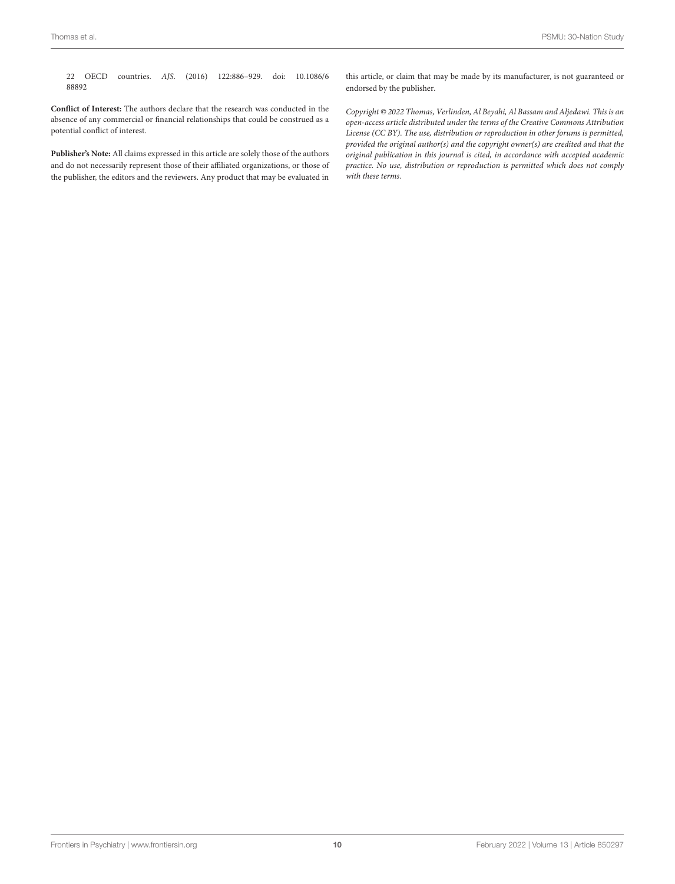22 OECD countries. *AJS*. (2016) 122:886–929. doi: 10.1086/688892

**Conflict of Interest:** The authors declare that the research was conducted in the absence of any commercial or financial relationships that could be construed as a potential conflict of interest.

**Publisher's Note:** All claims expressed in this article are solely those of the authors and do not necessarily represent those of their affiliated organizations, or those of the publisher, the editors and the reviewers. Any product that may be evaluated in this article, or claim that may be made by its manufacturer, is not guaranteed or endorsed by the publisher.

*Copyright © 2022 Thomas, Verlinden, Al Beyahi, Al Bassam and Aljedawi. This is an open-access article distributed under the terms of the Creative Commons Attribution License (CC BY). The use, distribution or reproduction in other forums is permitted, provided the original author(s) and the copyright owner(s) are credited and that the original publication in this journal is cited, in accordance with accepted academic practice. No use, distribution or reproduction is permitted which does not comply with these terms.*